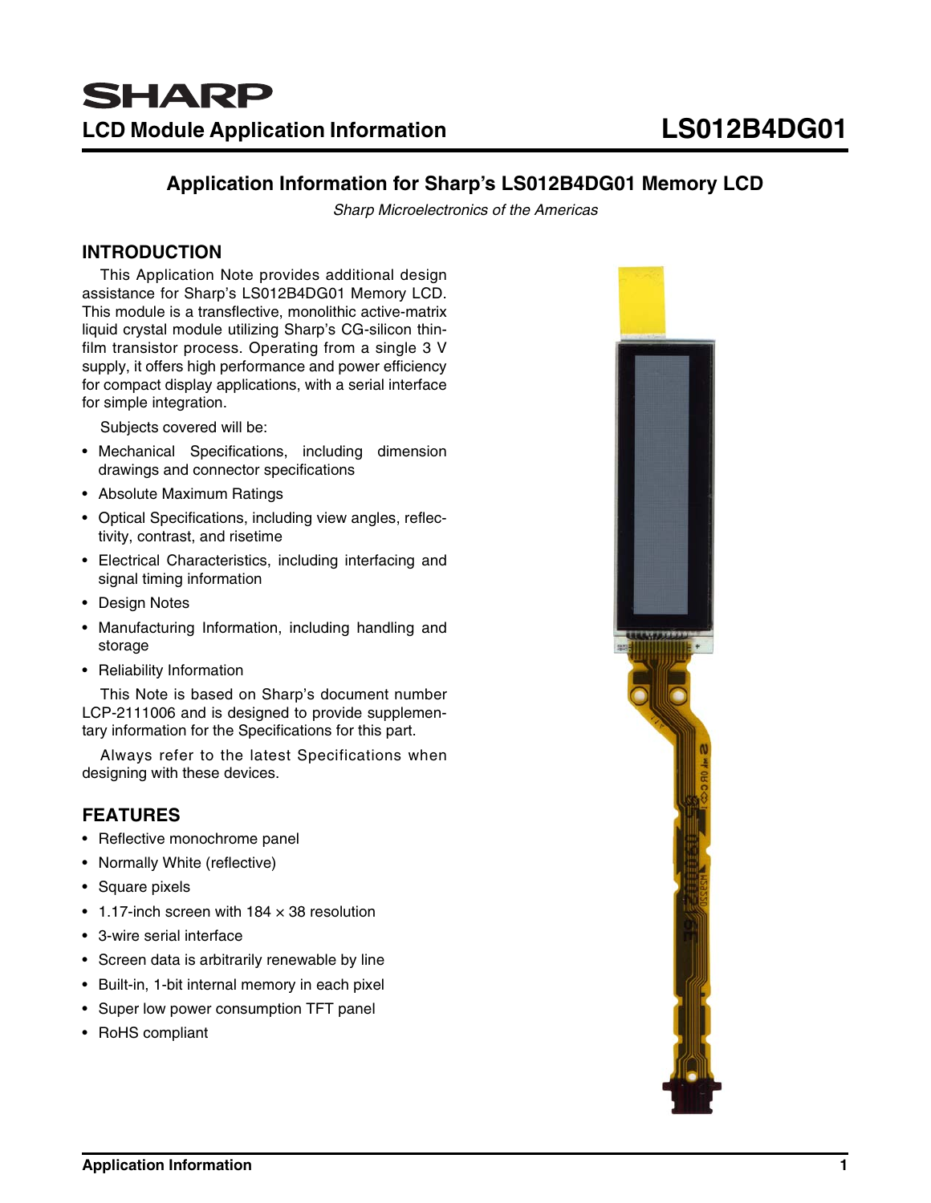# SHARP

## LCD Module Application Information LS012B4DG01

## Application Information for Sharp's LS012B4DG01 Memory LCD

*Sharp Microelectronics of the Americas*

### INTRODUCTION

This Application Note provides additional design assistance for Sharp's LS012B4DG01 Memory LCD. This module is a transflective, monolithic active-matrix liquid crystal module utilizing Sharp's CG-silicon thin-film transistor process. Operating from a single 3 V supply, it offers high performance and power efficiency for compact display applications, with a serial interface for simple integration.

Subjects covered will be:

- Mechanical Specifications, including dimension drawings and connector specifications
- Absolute Maximum Ratings
- Optical Specifications, including view angles, reflectivity, contrast, and risetime
- Electrical Characteristics, including interfacing and signal timing information
- Design Notes
- Manufacturing Information, including handling and storage
- Reliability Information

This Note is based on Sharp's document number LCP-2111006 and is designed to provide supplementary information for the Specifications for this part.

Always refer to the latest Specifications when designing with these devices.

### FEATURES

- Reflective monochrome panel
- Normally White (reflective)
- Square pixels
- 1.17-inch screen with 184 × 38 resolution
- 3-wire serial interface
- Screen data is arbitrarily renewable by line
- Built-in, 1-bit internal memory in each pixel
- Super low power consumption TFT panel
- RoHS compliant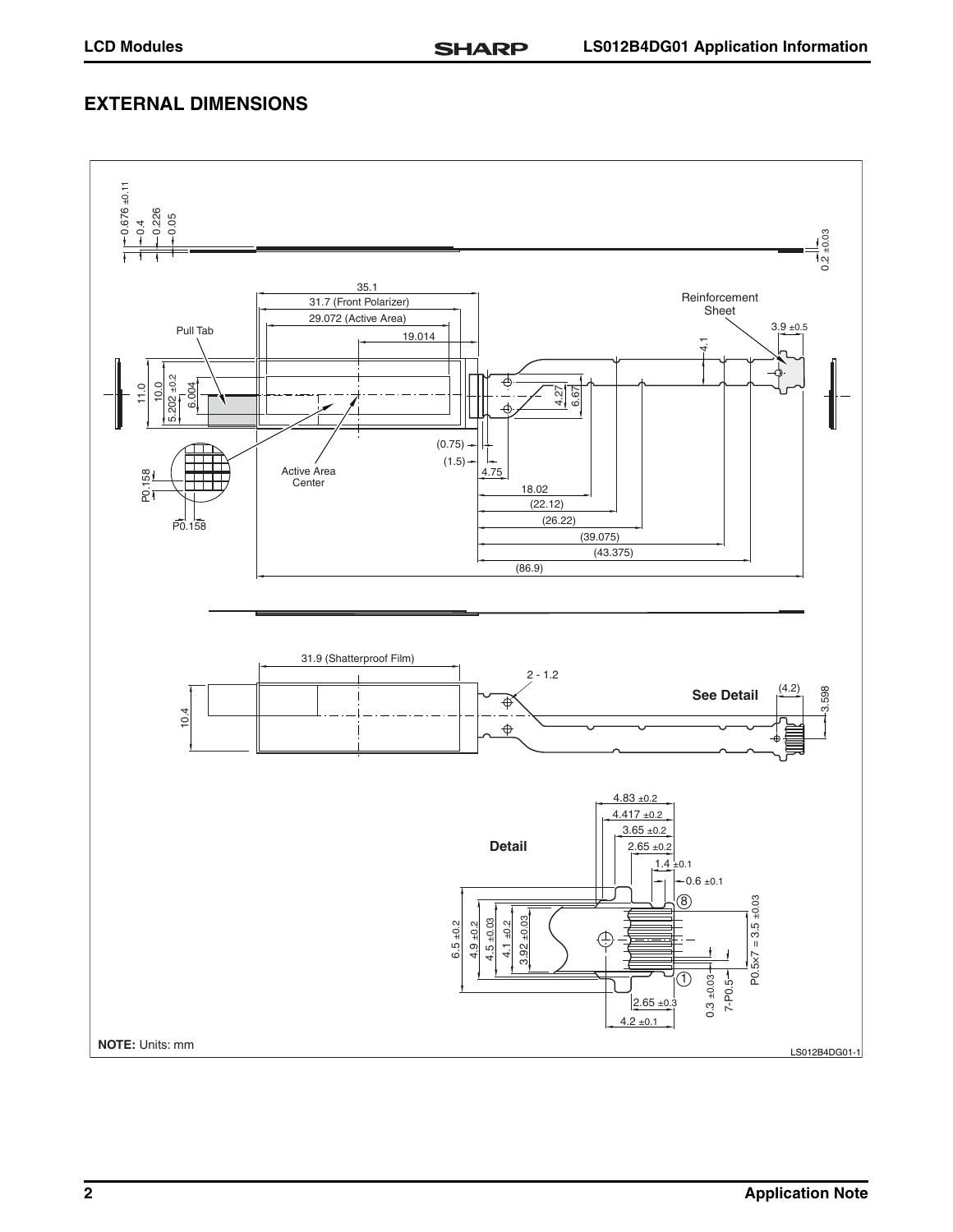## EXTERNAL DIMENSIONS

**NOTE:** Units: mm

LS012B4DG01-1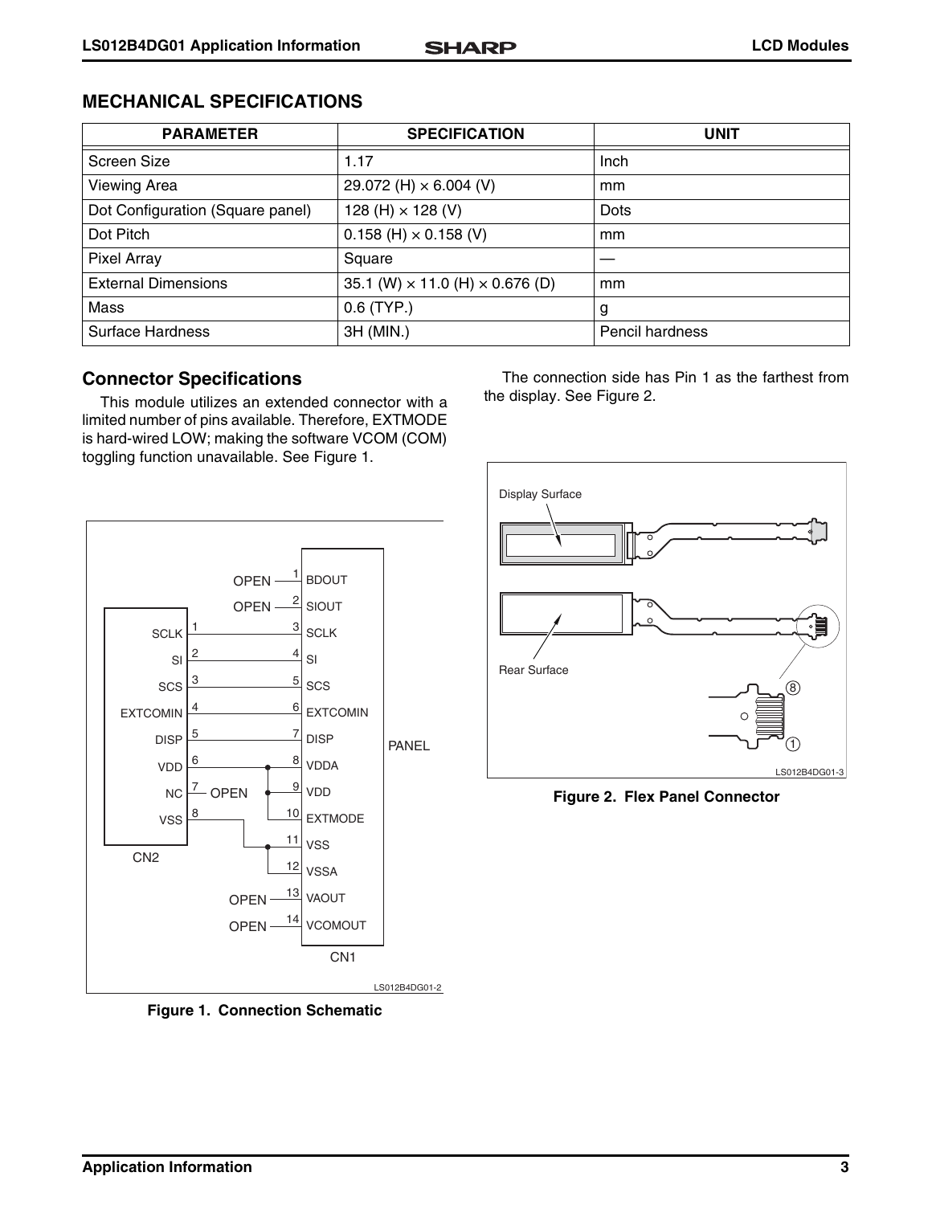## MECHANICAL SPECIFICATIONS

| PARAMETER | SPECIFICATION | UNIT |
|---|---|---|
| Screen Size | 1.17 | Inch |
| Viewing Area | 29.072 (H) × 6.004 (V) | mm |
| Dot Configuration (Square panel) | 128 (H) × 128 (V) | Dots |
| Dot Pitch | 0.158 (H) × 0.158 (V) | mm |
| Pixel Array | Square | — |
| External Dimensions | 35.1 (W) × 11.0 (H) × 0.676 (D) | mm |
| Mass | 0.6 (TYP.) | g |
| Surface Hardness | 3H (MIN.) | Pencil hardness |

### Connector Specifications

This module utilizes an extended connector with a limited number of pins available. Therefore, EXTMODE is hard-wired LOW; making the software VCOM (COM) toggling function unavailable. See Figure 1.

The connection side has Pin 1 as the farthest from the display. See Figure 2.

**Figure 1. Connection Schematic**

**Figure 2. Flex Panel Connector**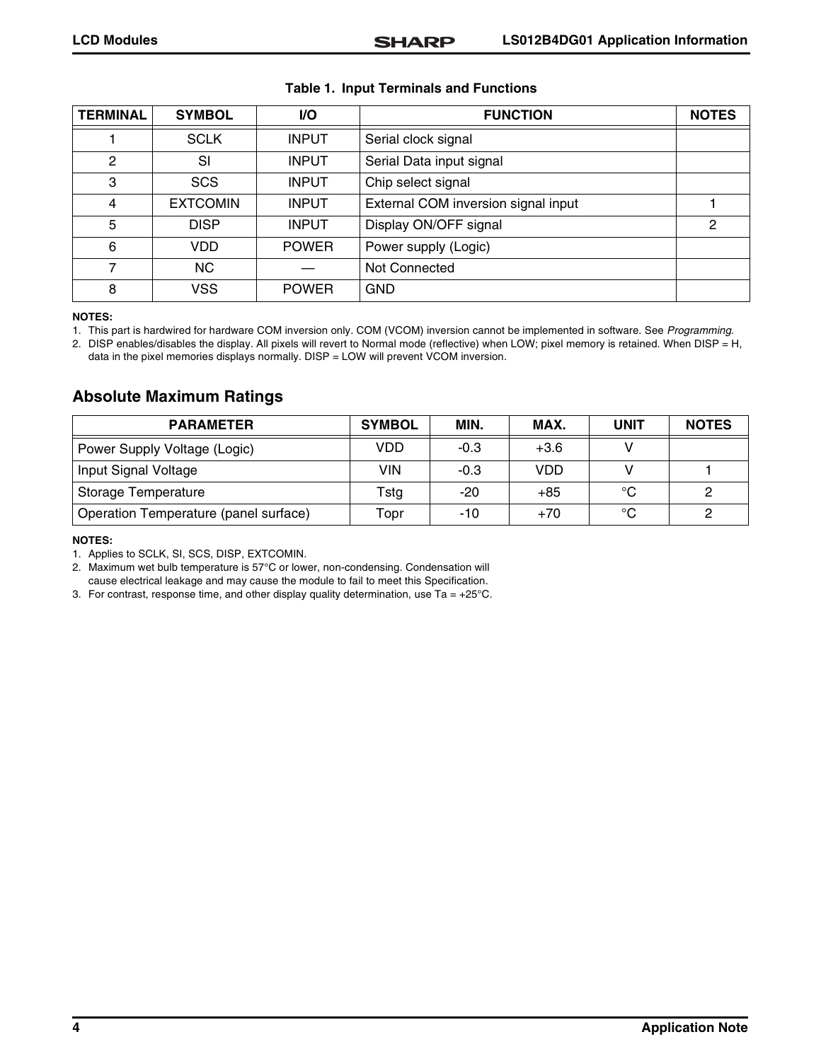**Table 1. Input Terminals and Functions**

| TERMINAL | SYMBOL | I/O | FUNCTION | NOTES |
|---|---|---|---|---|
| 1 | SCLK | INPUT | Serial clock signal | |
| 2 | SI | INPUT | Serial Data input signal | |
| 3 | SCS | INPUT | Chip select signal | |
| 4 | EXTCOMIN | INPUT | External COM inversion signal input | 1 |
| 5 | DISP | INPUT | Display ON/OFF signal | 2 |
| 6 | VDD | POWER | Power supply (Logic) | |
| 7 | NC | — | Not Connected | |
| 8 | VSS | POWER | GND | |

**NOTES:**

1. This part is hardwired for hardware COM inversion only. COM (VCOM) inversion cannot be implemented in software. See *Programming*.
2. DISP enables/disables the display. All pixels will revert to Normal mode (reflective) when LOW; pixel memory is retained. When DISP = H, data in the pixel memories displays normally. DISP = LOW will prevent VCOM inversion.

## Absolute Maximum Ratings

| PARAMETER | SYMBOL | MIN. | MAX. | UNIT | NOTES |
|---|---|---|---|---|---|
| Power Supply Voltage (Logic) | VDD | -0.3 | +3.6 | V | |
| Input Signal Voltage | VIN | -0.3 | VDD | V | 1 |
| Storage Temperature | Tstg | -20 | +85 | °C | 2 |
| Operation Temperature (panel surface) | Topr | -10 | +70 | °C | 2 |

**NOTES:**

1. Applies to SCLK, SI, SCS, DISP, EXTCOMIN.
2. Maximum wet bulb temperature is 57°C or lower, non-condensing. Condensation will cause electrical leakage and may cause the module to fail to meet this Specification.
3. For contrast, response time, and other display quality determination, use Ta = +25°C.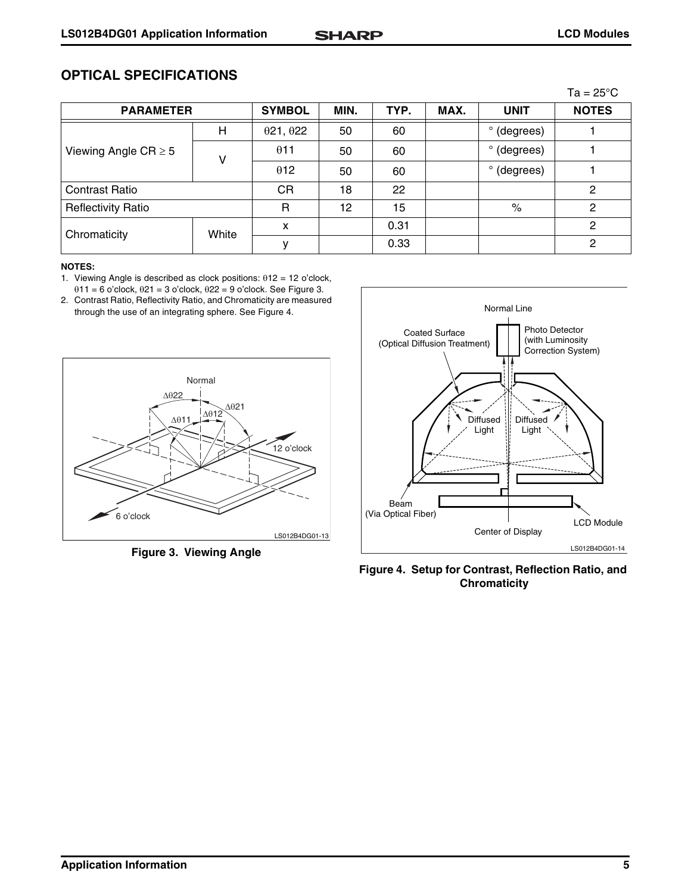## OPTICAL SPECIFICATIONS

Ta = 25°C

| PARAMETER | | SYMBOL | MIN. | TYP. | MAX. | UNIT | NOTES |
|---|---|---|---|---|---|---|---|
| Viewing Angle CR ≥ 5 | H | θ21, θ22 | 50 | 60 | | ° (degrees) | 1 |
| | V | θ11 | 50 | 60 | | ° (degrees) | 1 |
| | | θ12 | 50 | 60 | | ° (degrees) | 1 |
| Contrast Ratio | | CR | 18 | 22 | | | 2 |
| Reflectivity Ratio | | R | 12 | 15 | | % | 2 |
| Chromaticity | White | x | | 0.31 | | | 2 |
| | | y | | 0.33 | | | 2 |

**NOTES:**

1. Viewing Angle is described as clock positions: θ12 = 12 o'clock, θ11 = 6 o'clock, θ21 = 3 o'clock, θ22 = 9 o'clock. See Figure 3.
2. Contrast Ratio, Reflectivity Ratio, and Chromaticity are measured through the use of an integrating sphere. See Figure 4.

**Figure 3. Viewing Angle**

**Figure 4. Setup for Contrast, Reflection Ratio, and Chromaticity**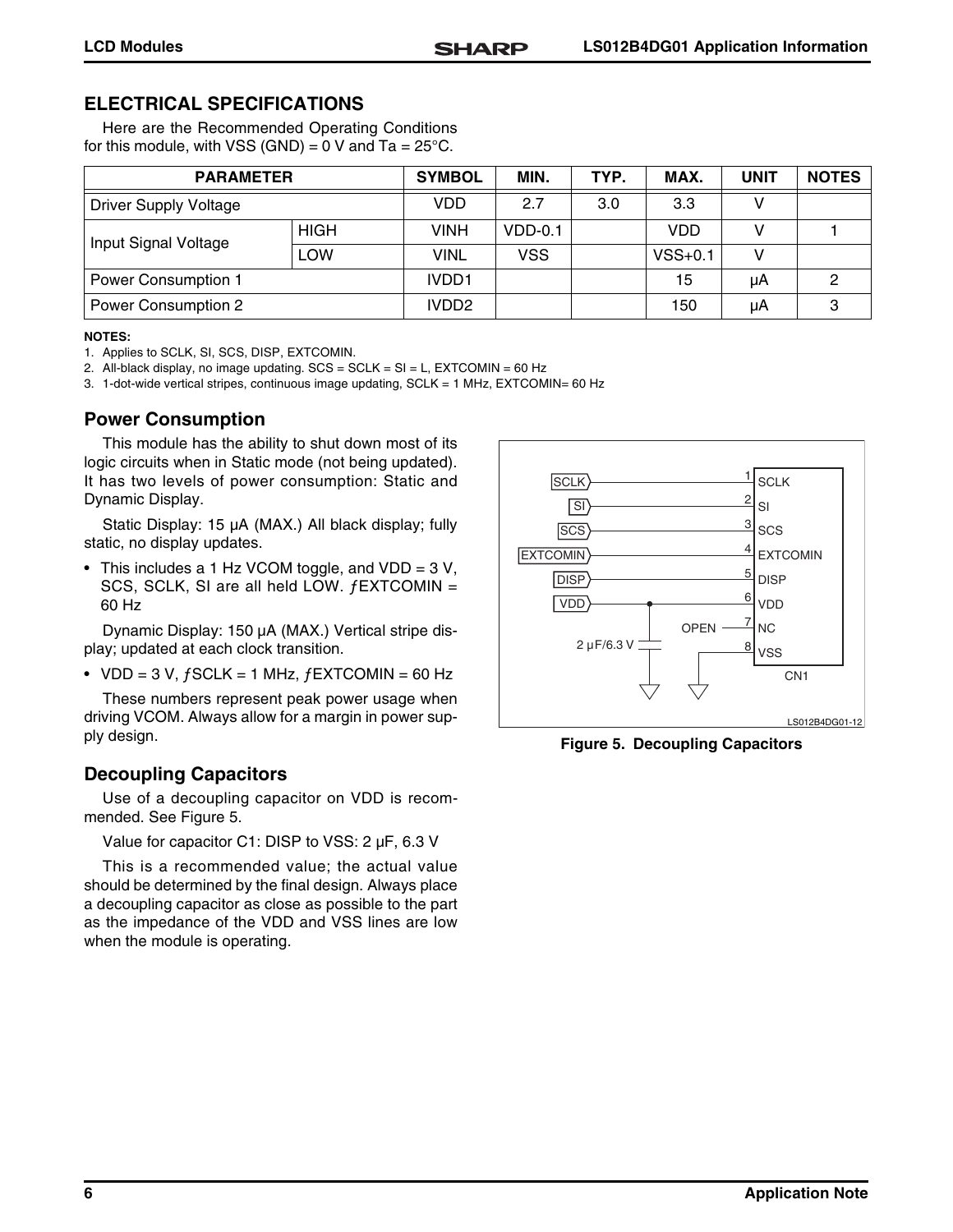## ELECTRICAL SPECIFICATIONS

Here are the Recommended Operating Conditions for this module, with VSS (GND) = 0 V and Ta = 25°C.

| PARAMETER | | SYMBOL | MIN. | TYP. | MAX. | UNIT | NOTES |
|---|---|---|---|---|---|---|---|
| Driver Supply Voltage | | VDD | 2.7 | 3.0 | 3.3 | V | |
| Input Signal Voltage | HIGH | VINH | VDD-0.1 | | VDD | V | 1 |
| | LOW | VINL | VSS | | VSS+0.1 | V | |
| Power Consumption 1 | | IVDD1 | | | 15 | μA | 2 |
| Power Consumption 2 | | IVDD2 | | | 150 | μA | 3 |

**NOTES:**

1. Applies to SCLK, SI, SCS, DISP, EXTCOMIN.
2. All-black display, no image updating. SCS = SCLK = SI = L, EXTCOMIN = 60 Hz
3. 1-dot-wide vertical stripes, continuous image updating, SCLK = 1 MHz, EXTCOMIN= 60 Hz

### Power Consumption

This module has the ability to shut down most of its logic circuits when in Static mode (not being updated). It has two levels of power consumption: Static and Dynamic Display.

Static Display: 15 μA (MAX.) All black display; fully static, no display updates.

- This includes a 1 Hz VCOM toggle, and VDD = 3 V, SCS, SCLK, SI are all held LOW. ƒEXTCOMIN = 60 Hz

Dynamic Display: 150 μA (MAX.) Vertical stripe display; updated at each clock transition.

- VDD = 3 V, ƒSCLK = 1 MHz, ƒEXTCOMIN = 60 Hz

These numbers represent peak power usage when driving VCOM. Always allow for a margin in power supply design.

### Decoupling Capacitors

Use of a decoupling capacitor on VDD is recommended. See Figure 5.

Value for capacitor C1: DISP to VSS: 2 μF, 6.3 V

This is a recommended value; the actual value should be determined by the final design. Always place a decoupling capacitor as close as possible to the part as the impedance of the VDD and VSS lines are low when the module is operating.

**Figure 5. Decoupling Capacitors**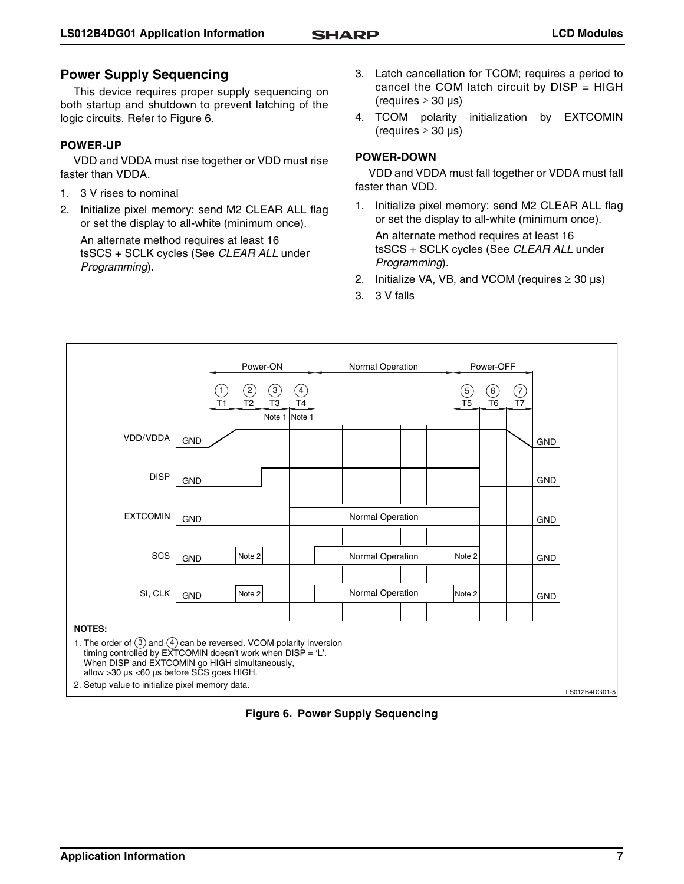## Power Supply Sequencing

This device requires proper supply sequencing on both startup and shutdown to prevent latching of the logic circuits. Refer to Figure 6.

### POWER-UP

VDD and VDDA must rise together or VDD must rise faster than VDDA.

1. 3 V rises to nominal
2. Initialize pixel memory: send M2 CLEAR ALL flag or set the display to all-white (minimum once).

   An alternate method requires at least 16 tsSCS + SCLK cycles (See *CLEAR ALL* under *Programming*).
3. Latch cancellation for TCOM; requires a period to cancel the COM latch circuit by DISP = HIGH (requires ≥ 30 µs)
4. TCOM polarity initialization by EXTCOMIN (requires ≥ 30 µs)

### POWER-DOWN

VDD and VDDA must fall together or VDDA must fall faster than VDD.

1. Initialize pixel memory: send M2 CLEAR ALL flag or set the display to all-white (minimum once).

   An alternate method requires at least 16 tsSCS + SCLK cycles (See *CLEAR ALL* under *Programming*).
2. Initialize VA, VB, and VCOM (requires ≥ 30 µs)
3. 3 V falls

NOTES:

1. The order of (3) and (4) can be reversed. VCOM polarity inversion timing controlled by EXTCOMIN doesn't work when DISP = 'L'. When DISP and EXTCOMIN go HIGH simultaneously, allow >30 µs <60 µs before SCS goes HIGH.
2. Setup value to initialize pixel memory data.

LS012B4DG01-5

**Figure 6. Power Supply Sequencing**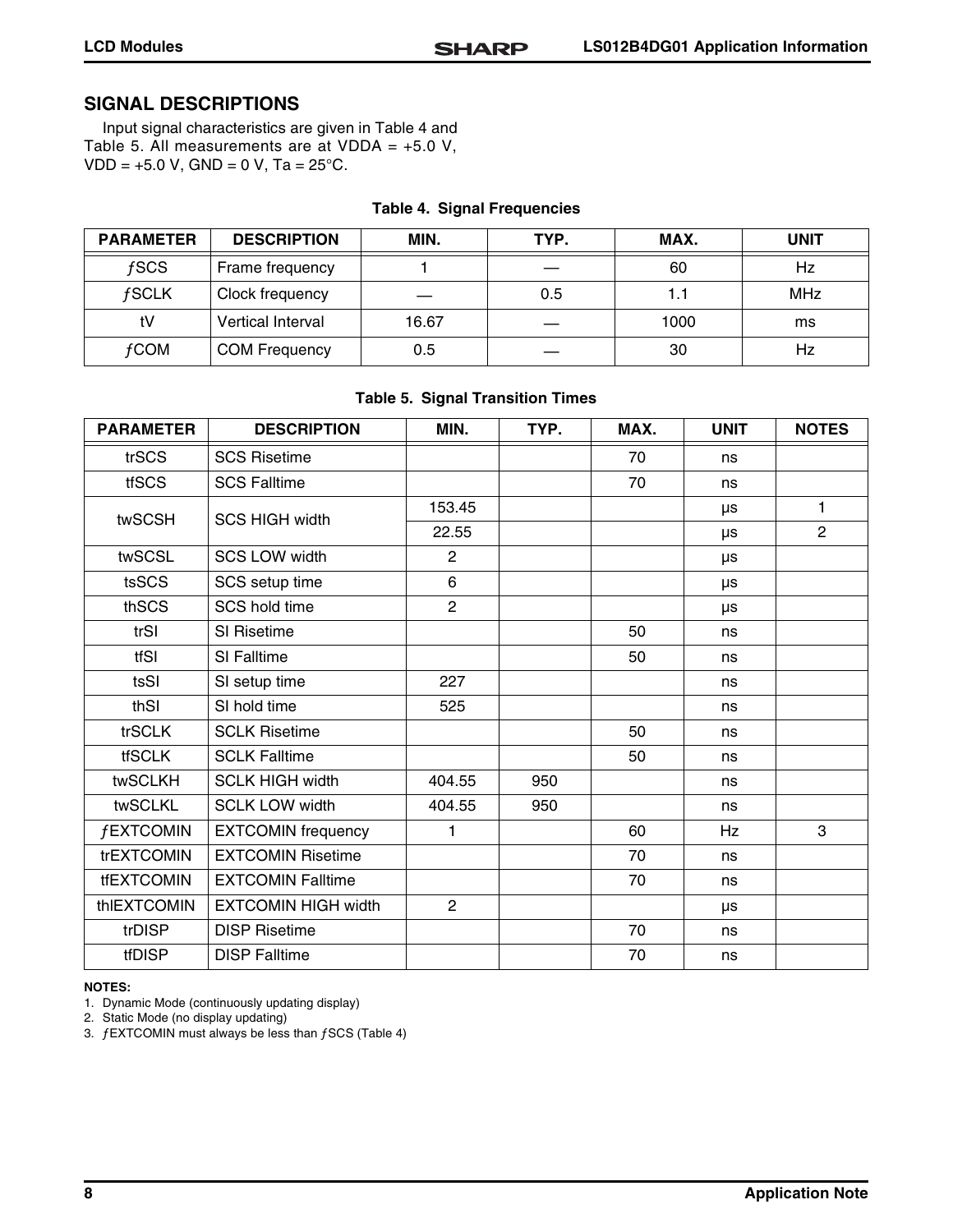## SIGNAL DESCRIPTIONS

Input signal characteristics are given in Table 4 and Table 5. All measurements are at VDDA = +5.0 V, VDD = +5.0 V, GND = 0 V, Ta = 25°C.

**Table 4. Signal Frequencies**

| PARAMETER | DESCRIPTION | MIN. | TYP. | MAX. | UNIT |
|---|---|---|---|---|---|
| ƒSCS | Frame frequency | 1 | — | 60 | Hz |
| ƒSCLK | Clock frequency | — | 0.5 | 1.1 | MHz |
| tV | Vertical Interval | 16.67 | — | 1000 | ms |
| ƒCOM | COM Frequency | 0.5 | — | 30 | Hz |

**Table 5. Signal Transition Times**

| PARAMETER | DESCRIPTION | MIN. | TYP. | MAX. | UNIT | NOTES |
|---|---|---|---|---|---|---|
| trSCS | SCS Risetime | | | 70 | ns | |
| tfSCS | SCS Falltime | | | 70 | ns | |
| twSCSH | SCS HIGH width | 153.45 | | | µs | 1 |
| | | 22.55 | | | µs | 2 |
| twSCSL | SCS LOW width | 2 | | | µs | |
| tsSCS | SCS setup time | 6 | | | µs | |
| thSCS | SCS hold time | 2 | | | µs | |
| trSI | SI Risetime | | | 50 | ns | |
| tfSI | SI Falltime | | | 50 | ns | |
| tsSI | SI setup time | 227 | | | ns | |
| thSI | SI hold time | 525 | | | ns | |
| trSCLK | SCLK Risetime | | | 50 | ns | |
| tfSCLK | SCLK Falltime | | | 50 | ns | |
| twSCLKH | SCLK HIGH width | 404.55 | 950 | | ns | |
| twSCLKL | SCLK LOW width | 404.55 | 950 | | ns | |
| ƒEXTCOMIN | EXTCOMIN frequency | 1 | | 60 | Hz | 3 |
| trEXTCOMIN | EXTCOMIN Risetime | | | 70 | ns | |
| tfEXTCOMIN | EXTCOMIN Falltime | | | 70 | ns | |
| thIEXTCOMIN | EXTCOMIN HIGH width | 2 | | | µs | |
| trDISP | DISP Risetime | | | 70 | ns | |
| tfDISP | DISP Falltime | | | 70 | ns | |

**NOTES:**

1. Dynamic Mode (continuously updating display)
2. Static Mode (no display updating)
3. ƒEXTCOMIN must always be less than ƒSCS (Table 4)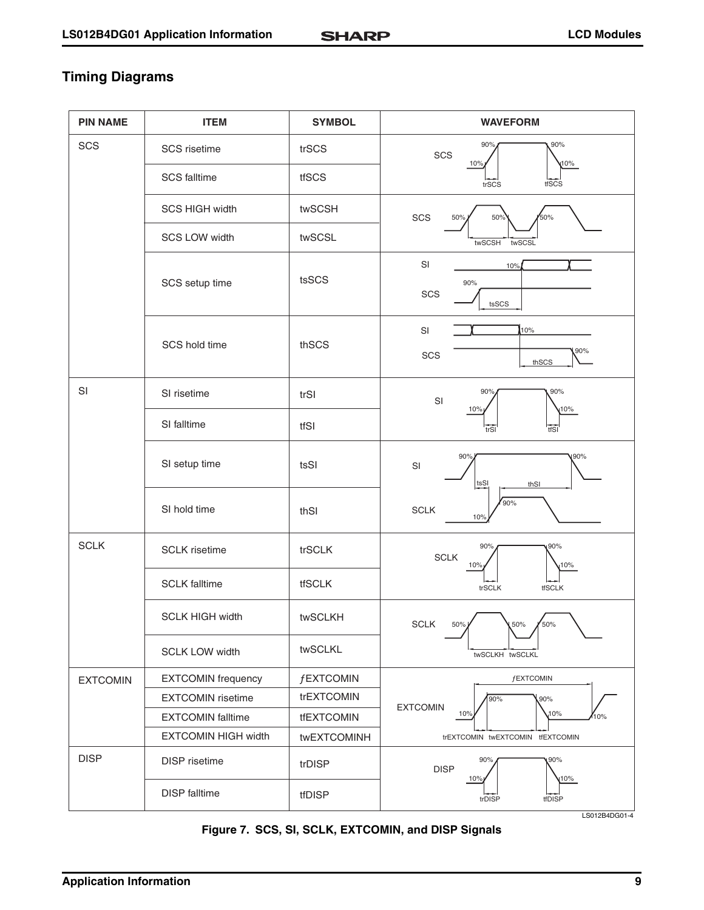## Timing Diagrams

| PIN NAME | ITEM | SYMBOL | WAVEFORM |
|---|---|---|---|
| SCS | SCS risetime | trSCS | |
| | SCS falltime | tfSCS | |
| | SCS HIGH width | twSCSH | |
| | SCS LOW width | twSCSL | |
| | SCS setup time | tsSCS | |
| | SCS hold time | thSCS | |
| SI | SI risetime | trSI | |
| | SI falltime | tfSI | |
| | SI setup time | tsSI | |
| | SI hold time | thSI | |
| SCLK | SCLK risetime | trSCLK | |
| | SCLK falltime | tfSCLK | |
| | SCLK HIGH width | twSCLKH | |
| | SCLK LOW width | twSCLKL | |
| EXTCOMIN | EXTCOMIN frequency | ƒEXTCOMIN | |
| | EXTCOMIN risetime | trEXTCOMIN | |
| | EXTCOMIN falltime | tfEXTCOMIN | |
| | EXTCOMIN HIGH width | twEXTCOMINH | |
| DISP | DISP risetime | trDISP | |
| | DISP falltime | tfDISP | |

LS012B4DG01-4

**Figure 7. SCS, SI, SCLK, EXTCOMIN, and DISP Signals**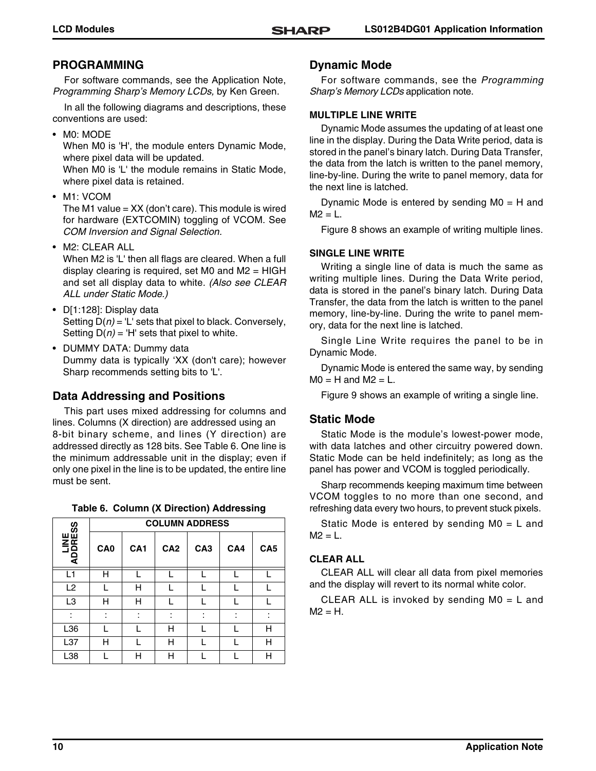## PROGRAMMING

For software commands, see the Application Note, *Programming Sharp's Memory LCDs,* by Ken Green.

In all the following diagrams and descriptions, these conventions are used:

- M0: MODE
  When M0 is 'H', the module enters Dynamic Mode, where pixel data will be updated.
  When M0 is 'L' the module remains in Static Mode, where pixel data is retained.
- M1: VCOM
  The M1 value = XX (don't care). This module is wired for hardware (EXTCOMIN) toggling of VCOM. See *COM Inversion and Signal Selection.*
- M2: CLEAR ALL
  When M2 is 'L' then all flags are cleared. When a full display clearing is required, set M0 and M2 = HIGH and set all display data to white. *(Also see CLEAR ALL under Static Mode.)*
- D[1:128]: Display data
  Setting D(*n)* = 'L' sets that pixel to black. Conversely, Setting D(*n)* = 'H' sets that pixel to white.
- DUMMY DATA: Dummy data
  Dummy data is typically 'XX (don't care); however Sharp recommends setting bits to 'L'.

## Data Addressing and Positions

This part uses mixed addressing for columns and lines. Columns (X direction) are addressed using an 8-bit binary scheme, and lines (Y direction) are addressed directly as 128 bits. See Table 6. One line is the minimum addressable unit in the display; even if only one pixel in the line is to be updated, the entire line must be sent.

**Table 6. Column (X Direction) Addressing**

| LINE ADDRESS | COLUMN ADDRESS | | | | | |
|---|---|---|---|---|---|---|
| | CA0 | CA1 | CA2 | CA3 | CA4 | CA5 |
| L1 | H | L | L | L | L | L |
| L2 | L | H | L | L | L | L |
| L3 | H | H | L | L | L | L |
| : | : | : | : | : | : | : |
| L36 | L | L | H | L | L | H |
| L37 | H | L | H | L | L | H |
| L38 | L | H | H | L | L | H |

## Dynamic Mode

For software commands, see the *Programming Sharp's Memory LCDs* application note.

### MULTIPLE LINE WRITE

Dynamic Mode assumes the updating of at least one line in the display. During the Data Write period, data is stored in the panel's binary latch. During Data Transfer, the data from the latch is written to the panel memory, line-by-line. During the write to panel memory, data for the next line is latched.

Dynamic Mode is entered by sending M0 = H and M2 = L.

Figure 8 shows an example of writing multiple lines.

### SINGLE LINE WRITE

Writing a single line of data is much the same as writing multiple lines. During the Data Write period, data is stored in the panel's binary latch. During Data Transfer, the data from the latch is written to the panel memory, line-by-line. During the write to panel memory, data for the next line is latched.

Single Line Write requires the panel to be in Dynamic Mode.

Dynamic Mode is entered the same way, by sending M0 = H and M2 = L.

Figure 9 shows an example of writing a single line.

## Static Mode

Static Mode is the module's lowest-power mode, with data latches and other circuitry powered down. Static Mode can be held indefinitely; as long as the panel has power and VCOM is toggled periodically.

Sharp recommends keeping maximum time between VCOM toggles to no more than one second, and refreshing data every two hours, to prevent stuck pixels.

Static Mode is entered by sending M0 = L and M2 = L.

### CLEAR ALL

CLEAR ALL will clear all data from pixel memories and the display will revert to its normal white color.

CLEAR ALL is invoked by sending M0 = L and M2 = H.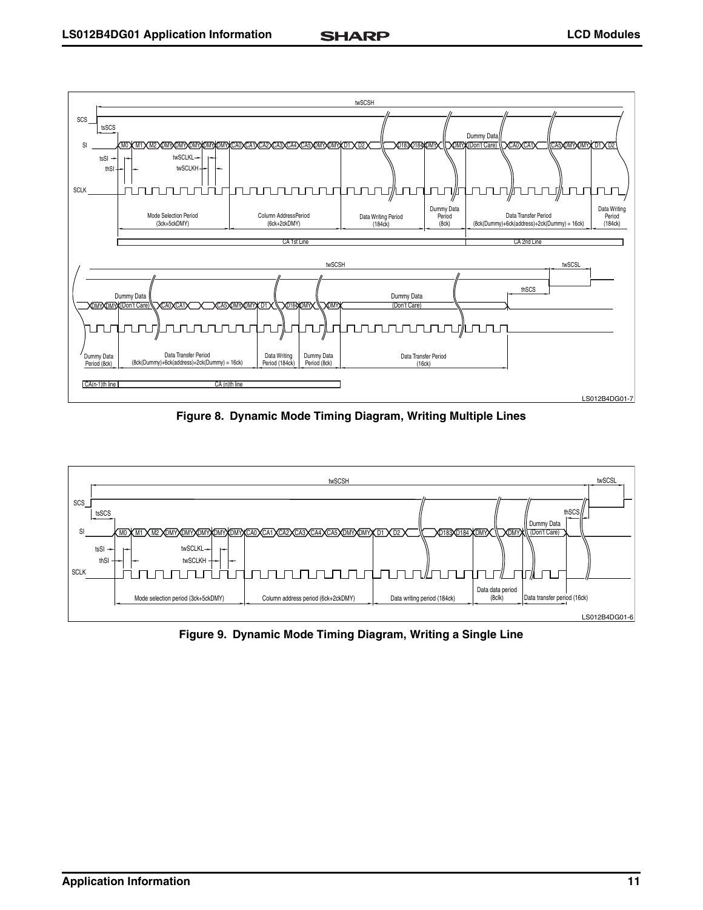Figure 8. Dynamic Mode Timing Diagram, Writing Multiple Lines

Figure 9. Dynamic Mode Timing Diagram, Writing a Single Line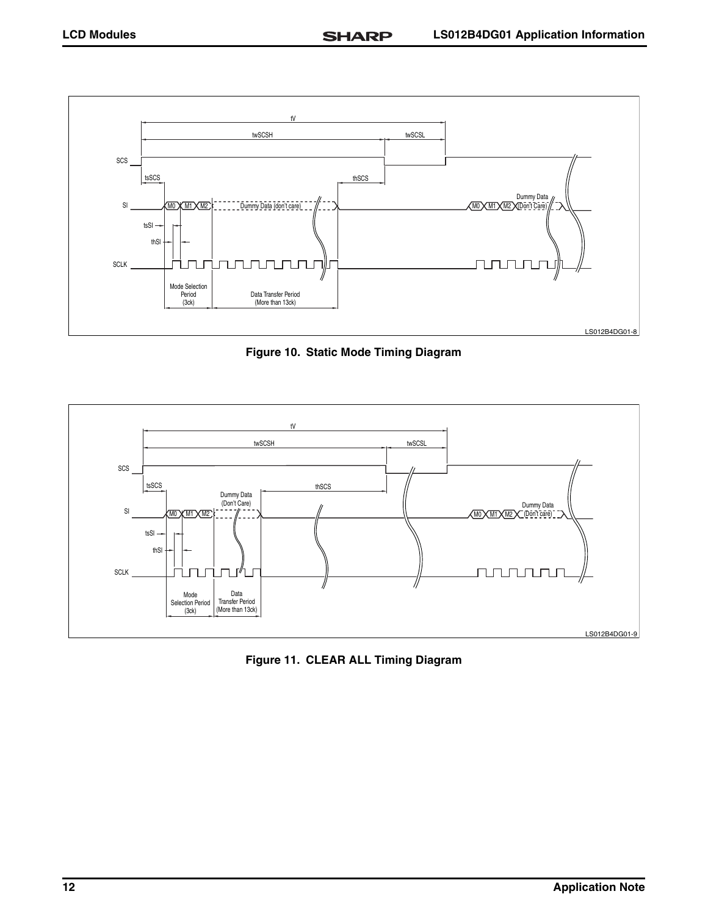Figure 10. Static Mode Timing Diagram

Figure 11. CLEAR ALL Timing Diagram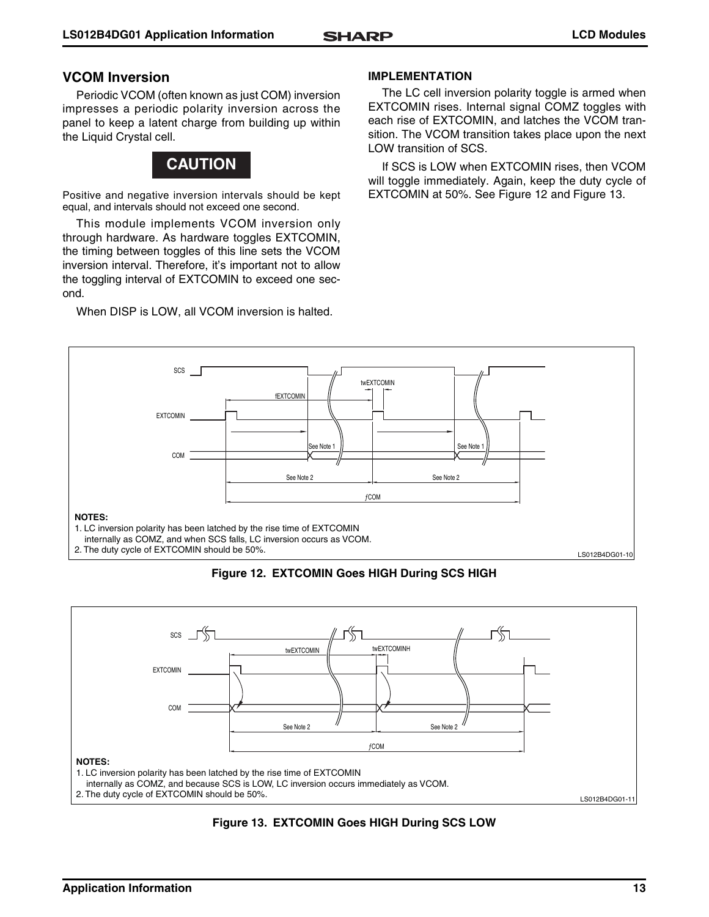## VCOM Inversion

Periodic VCOM (often known as just COM) inversion impresses a periodic polarity inversion across the panel to keep a latent charge from building up within the Liquid Crystal cell.

**CAUTION**

Positive and negative inversion intervals should be kept equal, and intervals should not exceed one second.

This module implements VCOM inversion only through hardware. As hardware toggles EXTCOMIN, the timing between toggles of this line sets the VCOM inversion interval. Therefore, it's important not to allow the toggling interval of EXTCOMIN to exceed one second.

When DISP is LOW, all VCOM inversion is halted.

### IMPLEMENTATION

The LC cell inversion polarity toggle is armed when EXTCOMIN rises. Internal signal COMZ toggles with each rise of EXTCOMIN, and latches the VCOM transition. The VCOM transition takes place upon the next LOW transition of SCS.

If SCS is LOW when EXTCOMIN rises, then VCOM will toggle immediately. Again, keep the duty cycle of EXTCOMIN at 50%. See Figure 12 and Figure 13.

SCS
fEXTCOMIN
twEXTCOMIN
EXTCOMIN
COM
See Note 1
See Note 1
See Note 2
See Note 2
ƒCOM

**NOTES:**
1. LC inversion polarity has been latched by the rise time of EXTCOMIN internally as COMZ, and when SCS falls, LC inversion occurs as VCOM.
2. The duty cycle of EXTCOMIN should be 50%.

LS012B4DG01-10

**Figure 12. EXTCOMIN Goes HIGH During SCS HIGH**

SCS
twEXTCOMIN
twEXTCOMINH
EXTCOMIN
COM
See Note 2
See Note 2
ƒCOM

**NOTES:**
1. LC inversion polarity has been latched by the rise time of EXTCOMIN internally as COMZ, and because SCS is LOW, LC inversion occurs immediately as VCOM.
2. The duty cycle of EXTCOMIN should be 50%.

LS012B4DG01-11

**Figure 13. EXTCOMIN Goes HIGH During SCS LOW**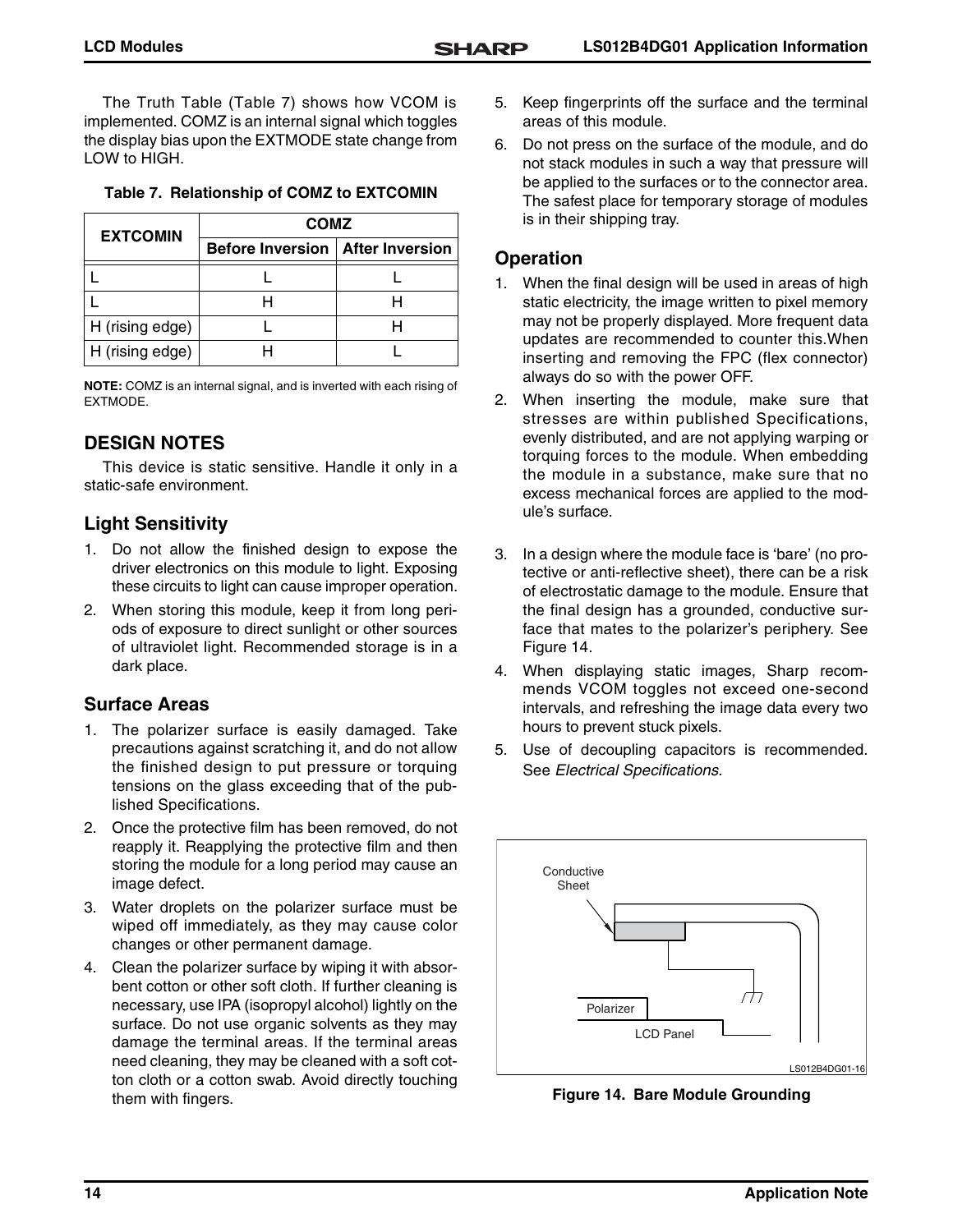The Truth Table (Table 7) shows how VCOM is implemented. COMZ is an internal signal which toggles the display bias upon the EXTMODE state change from LOW to HIGH.

**Table 7. Relationship of COMZ to EXTCOMIN**

| EXTCOMIN | COMZ | |
|---|---|---|
| | Before Inversion | After Inversion |
| L | L | L |
| L | H | H |
| H (rising edge) | L | H |
| H (rising edge) | H | L |

**NOTE:** COMZ is an internal signal, and is inverted with each rising of EXTMODE.

## DESIGN NOTES

This device is static sensitive. Handle it only in a static-safe environment.

### Light Sensitivity

1. Do not allow the finished design to expose the driver electronics on this module to light. Exposing these circuits to light can cause improper operation.
2. When storing this module, keep it from long periods of exposure to direct sunlight or other sources of ultraviolet light. Recommended storage is in a dark place.

### Surface Areas

1. The polarizer surface is easily damaged. Take precautions against scratching it, and do not allow the finished design to put pressure or torquing tensions on the glass exceeding that of the published Specifications.
2. Once the protective film has been removed, do not reapply it. Reapplying the protective film and then storing the module for a long period may cause an image defect.
3. Water droplets on the polarizer surface must be wiped off immediately, as they may cause color changes or other permanent damage.
4. Clean the polarizer surface by wiping it with absorbent cotton or other soft cloth. If further cleaning is necessary, use IPA (isopropyl alcohol) lightly on the surface. Do not use organic solvents as they may damage the terminal areas. If the terminal areas need cleaning, they may be cleaned with a soft cotton cloth or a cotton swab. Avoid directly touching them with fingers.
5. Keep fingerprints off the surface and the terminal areas of this module.
6. Do not press on the surface of the module, and do not stack modules in such a way that pressure will be applied to the surfaces or to the connector area. The safest place for temporary storage of modules is in their shipping tray.

### Operation

1. When the final design will be used in areas of high static electricity, the image written to pixel memory may not be properly displayed. More frequent data updates are recommended to counter this.When inserting and removing the FPC (flex connector) always do so with the power OFF.
2. When inserting the module, make sure that stresses are within published Specifications, evenly distributed, and are not applying warping or torquing forces to the module. When embedding the module in a substance, make sure that no excess mechanical forces are applied to the module's surface.
3. In a design where the module face is 'bare' (no protective or anti-reflective sheet), there can be a risk of electrostatic damage to the module. Ensure that the final design has a grounded, conductive surface that mates to the polarizer's periphery. See Figure 14.
4. When displaying static images, Sharp recommends VCOM toggles not exceed one-second intervals, and refreshing the image data every two hours to prevent stuck pixels.
5. Use of decoupling capacitors is recommended. See *Electrical Specifications*.

Conductive Sheet

Polarizer

LCD Panel

LS012B4DG01-16

**Figure 14. Bare Module Grounding**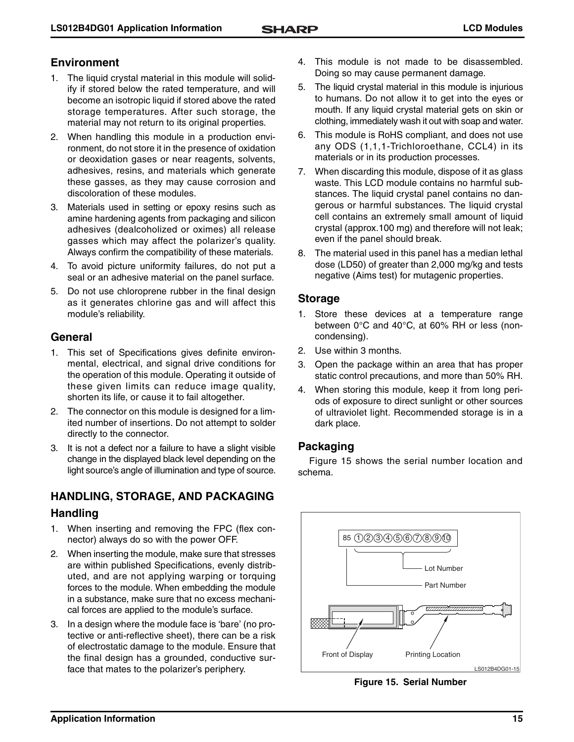## Environment

1. The liquid crystal material in this module will solidify if stored below the rated temperature, and will become an isotropic liquid if stored above the rated storage temperatures. After such storage, the material may not return to its original properties.
2. When handling this module in a production environment, do not store it in the presence of oxidation or deoxidation gases or near reagents, solvents, adhesives, resins, and materials which generate these gasses, as they may cause corrosion and discoloration of these modules.
3. Materials used in setting or epoxy resins such as amine hardening agents from packaging and silicon adhesives (dealcoholized or oximes) all release gasses which may affect the polarizer's quality. Always confirm the compatibility of these materials.
4. To avoid picture uniformity failures, do not put a seal or an adhesive material on the panel surface.
5. Do not use chloroprene rubber in the final design as it generates chlorine gas and will affect this module's reliability.

## General

1. This set of Specifications gives definite environmental, electrical, and signal drive conditions for the operation of this module. Operating it outside of these given limits can reduce image quality, shorten its life, or cause it to fail altogether.
2. The connector on this module is designed for a limited number of insertions. Do not attempt to solder directly to the connector.
3. It is not a defect nor a failure to have a slight visible change in the displayed black level depending on the light source's angle of illumination and type of source.

# HANDLING, STORAGE, AND PACKAGING

## Handling

1. When inserting and removing the FPC (flex connector) always do so with the power OFF.
2. When inserting the module, make sure that stresses are within published Specifications, evenly distributed, and are not applying warping or torquing forces to the module. When embedding the module in a substance, make sure that no excess mechanical forces are applied to the module's surface.
3. In a design where the module face is 'bare' (no protective or anti-reflective sheet), there can be a risk of electrostatic damage to the module. Ensure that the final design has a grounded, conductive surface that mates to the polarizer's periphery.
4. This module is not made to be disassembled. Doing so may cause permanent damage.
5. The liquid crystal material in this module is injurious to humans. Do not allow it to get into the eyes or mouth. If any liquid crystal material gets on skin or clothing, immediately wash it out with soap and water.
6. This module is RoHS compliant, and does not use any ODS (1,1,1-Trichloroethane, CCL4) in its materials or in its production processes.
7. When discarding this module, dispose of it as glass waste. This LCD module contains no harmful substances. The liquid crystal panel contains no dangerous or harmful substances. The liquid crystal cell contains an extremely small amount of liquid crystal (approx.100 mg) and therefore will not leak; even if the panel should break.
8. The material used in this panel has a median lethal dose (LD50) of greater than 2,000 mg/kg and tests negative (Aims test) for mutagenic properties.

## Storage

1. Store these devices at a temperature range between 0°C and 40°C, at 60% RH or less (non-condensing).
2. Use within 3 months.
3. Open the package within an area that has proper static control precautions, and more than 50% RH.
4. When storing this module, keep it from long periods of exposure to direct sunlight or other sources of ultraviolet light. Recommended storage is in a dark place.

## Packaging

Figure 15 shows the serial number location and schema.

85 ①②③④⑤⑥⑦⑧⑨⑩

Lot Number

Part Number

Front of Display

Printing Location

LS012B4DG01-15

**Figure 15. Serial Number**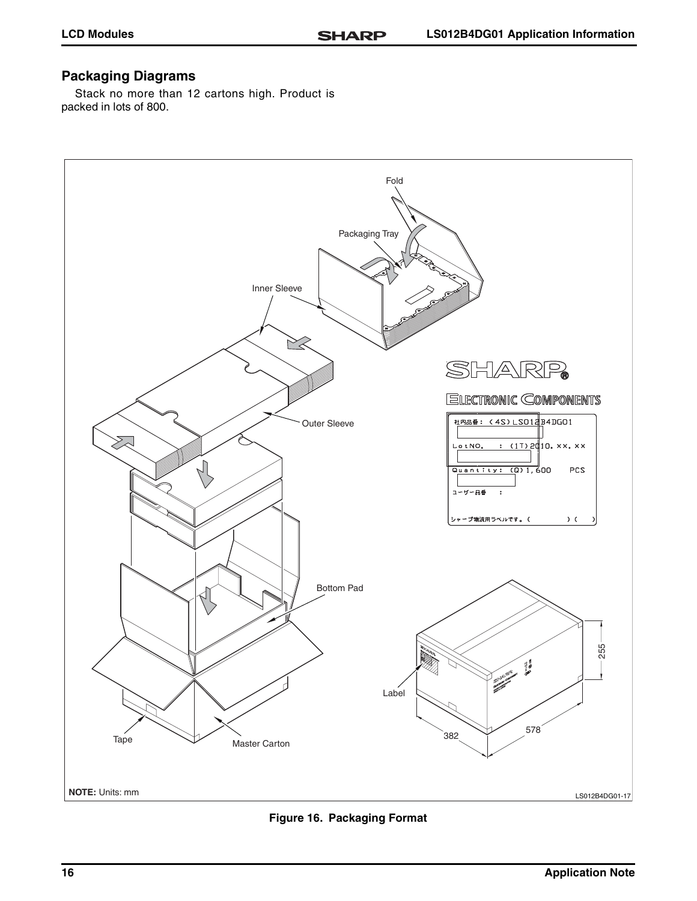## Packaging Diagrams

Stack no more than 12 cartons high. Product is packed in lots of 800.

Figure 16. Packaging Format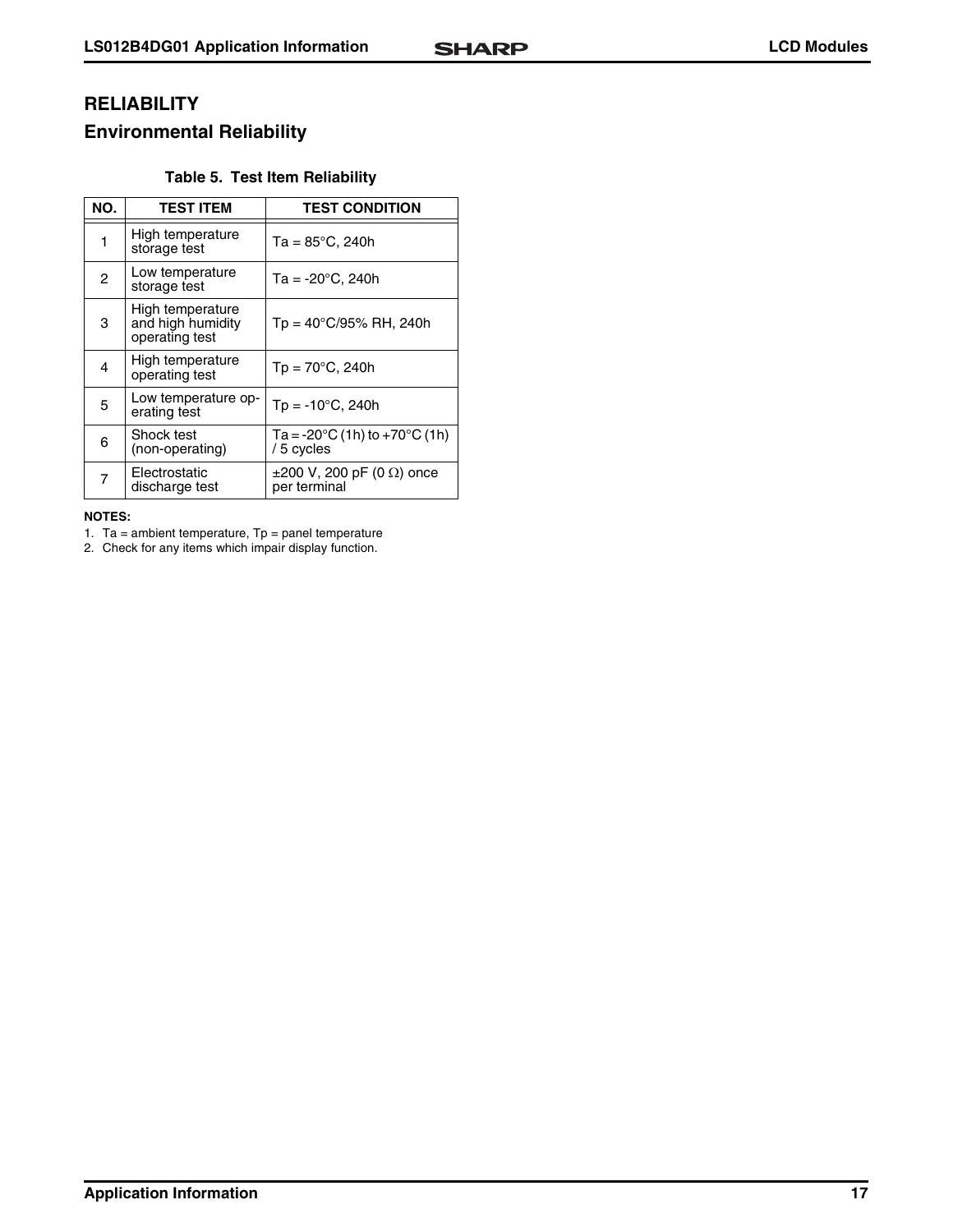# RELIABILITY

## Environmental Reliability

**Table 5. Test Item Reliability**

| NO. | TEST ITEM | TEST CONDITION |
|---|---|---|
| 1 | High temperature storage test | Ta = 85°C, 240h |
| 2 | Low temperature storage test | Ta = -20°C, 240h |
| 3 | High temperature and high humidity operating test | Tp = 40°C/95% RH, 240h |
| 4 | High temperature operating test | Tp = 70°C, 240h |
| 5 | Low temperature operating test | Tp = -10°C, 240h |
| 6 | Shock test (non-operating) | Ta = -20°C (1h) to +70°C (1h) / 5 cycles |
| 7 | Electrostatic discharge test | ±200 V, 200 pF (0 Ω) once per terminal |

**NOTES:**

1. Ta = ambient temperature, Tp = panel temperature
2. Check for any items which impair display function.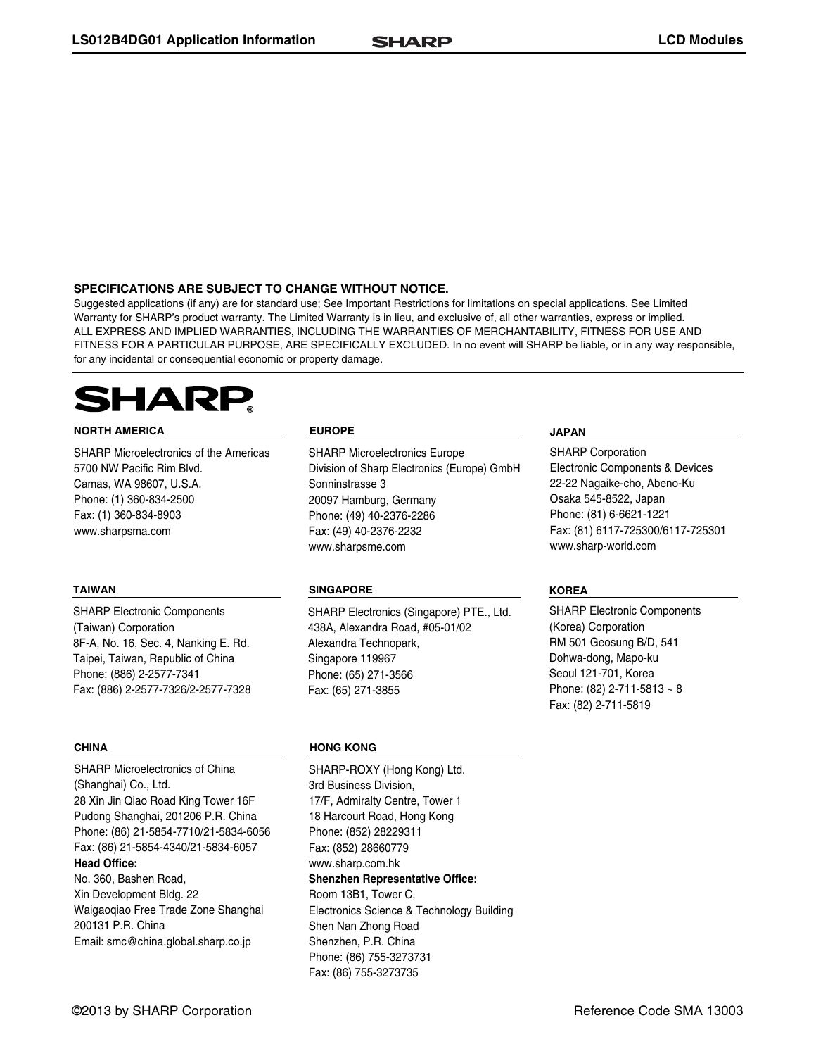**SPECIFICATIONS ARE SUBJECT TO CHANGE WITHOUT NOTICE.**

Suggested applications (if any) are for standard use; See Important Restrictions for limitations on special applications. See Limited Warranty for SHARP's product warranty. The Limited Warranty is in lieu, and exclusive of, all other warranties, express or implied. ALL EXPRESS AND IMPLIED WARRANTIES, INCLUDING THE WARRANTIES OF MERCHANTABILITY, FITNESS FOR USE AND FITNESS FOR A PARTICULAR PURPOSE, ARE SPECIFICALLY EXCLUDED. In no event will SHARP be liable, or in any way responsible, for any incidental or consequential economic or property damage.

# SHARP®

### NORTH AMERICA

SHARP Microelectronics of the Americas
5700 NW Pacific Rim Blvd.
Camas, WA 98607, U.S.A.
Phone: (1) 360-834-2500
Fax: (1) 360-834-8903
www.sharpsma.com

### EUROPE

SHARP Microelectronics Europe
Division of Sharp Electronics (Europe) GmbH
Sonninstrasse 3
20097 Hamburg, Germany
Phone: (49) 40-2376-2286
Fax: (49) 40-2376-2232
www.sharpsme.com

### JAPAN

SHARP Corporation
Electronic Components & Devices
22-22 Nagaike-cho, Abeno-Ku
Osaka 545-8522, Japan
Phone: (81) 6-6621-1221
Fax: (81) 6117-725300/6117-725301
www.sharp-world.com

### TAIWAN

SHARP Electronic Components
(Taiwan) Corporation
8F-A, No. 16, Sec. 4, Nanking E. Rd.
Taipei, Taiwan, Republic of China
Phone: (886) 2-2577-7341
Fax: (886) 2-2577-7326/2-2577-7328

### SINGAPORE

SHARP Electronics (Singapore) PTE., Ltd.
438A, Alexandra Road, #05-01/02
Alexandra Technopark,
Singapore 119967
Phone: (65) 271-3566
Fax: (65) 271-3855

### KOREA

SHARP Electronic Components
(Korea) Corporation
RM 501 Geosung B/D, 541
Dohwa-dong, Mapo-ku
Seoul 121-701, Korea
Phone: (82) 2-711-5813 ~ 8
Fax: (82) 2-711-5819

### CHINA

SHARP Microelectronics of China
(Shanghai) Co., Ltd.
28 Xin Jin Qiao Road King Tower 16F
Pudong Shanghai, 201206 P.R. China
Phone: (86) 21-5854-7710/21-5834-6056
Fax: (86) 21-5854-4340/21-5834-6057

**Head Office:**
No. 360, Bashen Road,
Xin Development Bldg. 22
Waigaoqiao Free Trade Zone Shanghai
200131 P.R. China
Email: smc@china.global.sharp.co.jp

### HONG KONG

SHARP-ROXY (Hong Kong) Ltd.
3rd Business Division,
17/F, Admiralty Centre, Tower 1
18 Harcourt Road, Hong Kong
Phone: (852) 28229311
Fax: (852) 28660779
www.sharp.com.hk

**Shenzhen Representative Office:**
Room 13B1, Tower C,
Electronics Science & Technology Building
Shen Nan Zhong Road
Shenzhen, P.R. China
Phone: (86) 755-3273731
Fax: (86) 755-3273735

©2013 by SHARP Corporation

Reference Code SMA 13003